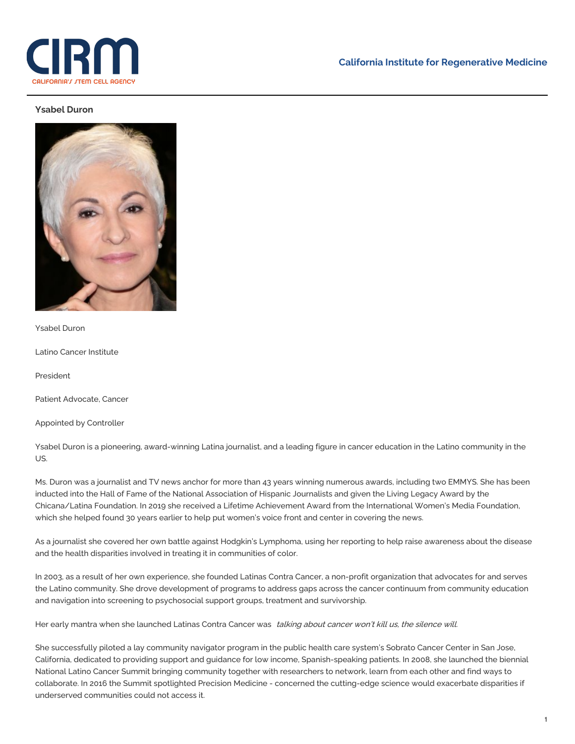California Institute for Regenerative Medicine

## Ysabel Duron

Ysabel Duron

Latino Cancer Institute

President

Patient Advocate, Cancer

Appointed by Controller

Ysabel Duron is a pioneering, award-winning Latina journalist, and a leading figure in cancer education in the Latino community in the US.

Ms. Duron was a journalist and TV news anchor for more than 43 years winning numerous awards, including two EMMYS. She has been inducted into the Hall of Fame of the National Association of Hispanic Journalists and given the Living Legacy Award by the Chicana/Latina Foundation. In 2019 she received a Lifetime Achievement Award from the International Women's Media Foundation, which she helped found 30 years earlier to help put women's voice front and center in covering the news.

As a journalist she covered her own battle against Hodgkin's Lymphoma, using her reporting to help raise awareness about the disease and the health disparities involved in treating it in communities of color.

In 2003, as a result of her own experience, she founded Latinas Contra Cancer, a non-profit organization that advocates for and serves the Latino community. She drove development of programs to address gaps across the cancer continuum from community education and navigation into screening to psychosocial support groups, treatment and survivorship.

Her early mantra when she launched Latinas Contra Cancer was *talking about cancer won't kill us, the silence will.*

She successfully piloted a lay community navigator program in the public health care system's Sobrato Cancer Center in San Jose, California, dedicated to providing support and guidance for low income, Spanish-speaking patients. In 2008, she launched the biennial National Latino Cancer Summit bringing community together with researchers to network, learn from each other and find ways to collaborate. In 2016 the Summit spotlighted Precision Medicine - concerned the cutting-edge science would exacerbate disparities if underserved communities could not access it.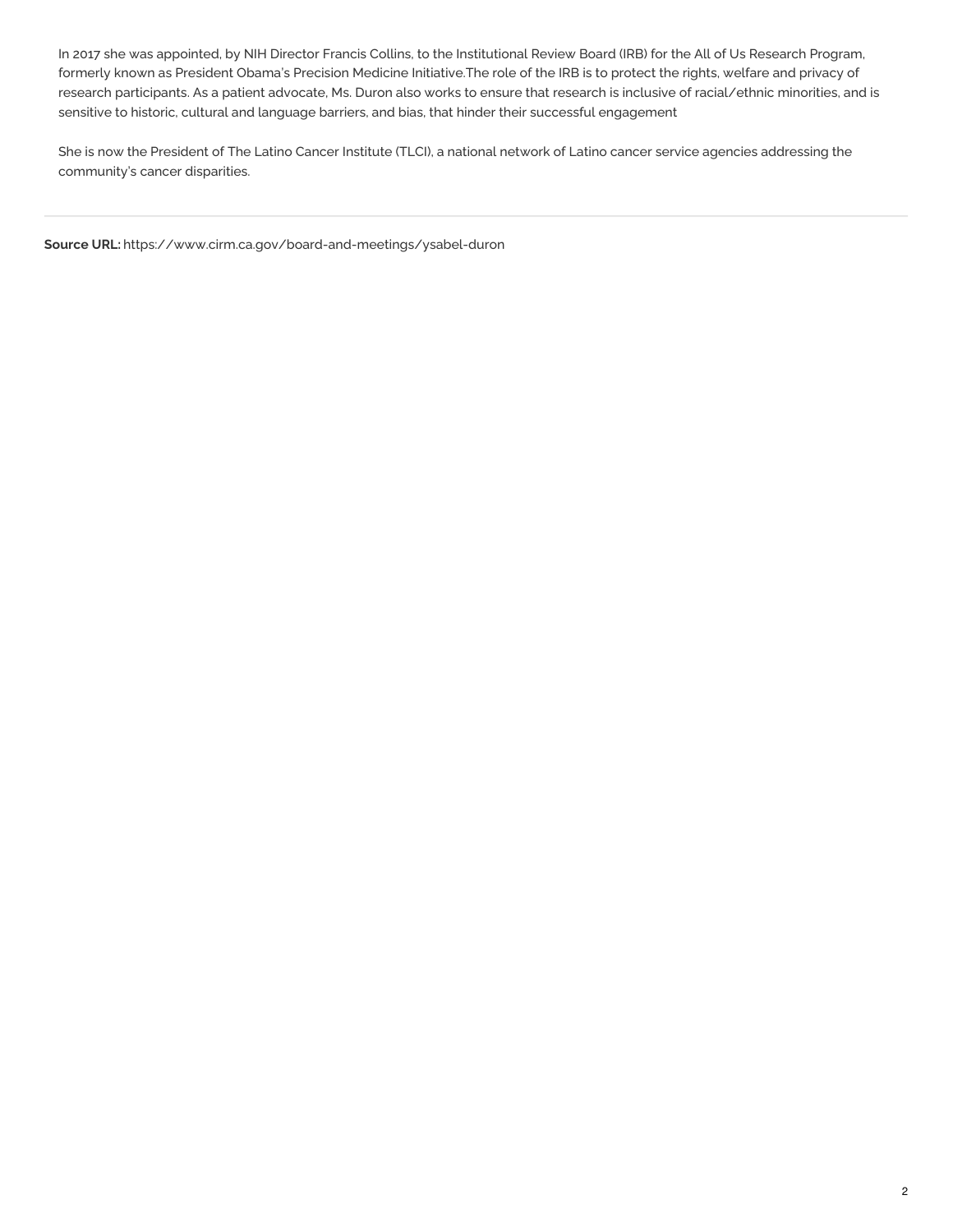In 2017 she was appointed, by NIH Director Francis Collins, to the Institutional Review Board (IRB) for the All of Us Research Program, formerly known as President Obama's Precision Medicine Initiative.The role of the IRB is to protect the rights, welfare and privacy of research participants. As a patient advocate, Ms. Duron also works to ensure that research is inclusive of racial/ethnic minorities, and is sensitive to historic, cultural and language barriers, and bias, that hinder their successful engagement

She is now the President of The Latino Cancer Institute (TLCI), a national network of Latino cancer service agencies addressing the community's cancer disparities.

---

**Source URL:** https://www.cirm.ca.gov/board-and-meetings/ysabel-duron